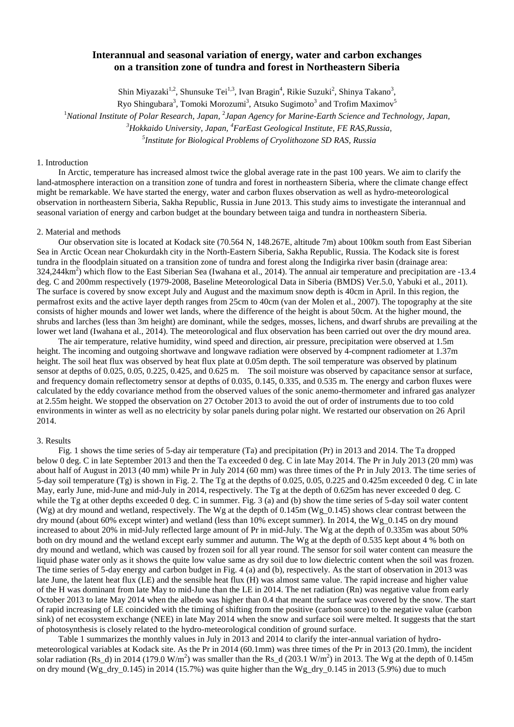# Interannual and seasonal variation of energy, water and carbon exchanges on a transition zone of tundra and forest in Northeastern Siberia

Shin Miyazaki[1,2], Shunsuke Tei[1,3], Ivan Bragin[4], Rikie Suzuki[2], Shinya Takano[3], Ryo Shingubara[3], Tomoki Morozumi[3], Atsuko Sugimoto[3] and Trofim Maximov[5]

[1]*National Institute of Polar Research, Japan,* [2]*Japan Agency for Marine-Earth Science and Technology, Japan,* [3]*Hokkaido University, Japan,* [4]*FarEast Geological Institute, FE RAS,Russia,* [5]*Institute for Biological Problems of Cryolithozone SD RAS, Russia*

## 1. Introduction

In Arctic, temperature has increased almost twice the global average rate in the past 100 years. We aim to clarify the land-atmosphere interaction on a transition zone of tundra and forest in northeastern Siberia, where the climate change effect might be remarkable. We have started the energy, water and carbon fluxes observation as well as hydro-meteorological observation in northeastern Siberia, Sakha Republic, Russia in June 2013. This study aims to investigate the interannual and seasonal variation of energy and carbon budget at the boundary between taiga and tundra in northeastern Siberia.

## 2. Material and methods

Our observation site is located at Kodack site (70.564 N, 148.267E, altitude 7m) about 100km south from East Siberian Sea in Arctic Ocean near Chokurdakh city in the North-Eastern Siberia, Sakha Republic, Russia. The Kodack site is forest tundra in the floodplain situated on a transition zone of tundra and forest along the Indigirka river basin (drainage area: 324,244km$^2$) which flow to the East Siberian Sea (Iwahana et al., 2014). The annual air temperature and precipitation are -13.4 deg. C and 200mm respectively (1979-2008, Baseline Meteorological Data in Siberia (BMDS) Ver.5.0, Yabuki et al., 2011). The surface is covered by snow except July and August and the maximum snow depth is 40cm in April. In this region, the permafrost exits and the active layer depth ranges from 25cm to 40cm (van der Molen et al., 2007). The topography at the site consists of higher mounds and lower wet lands, where the difference of the height is about 50cm. At the higher mound, the shrubs and larches (less than 3m height) are dominant, while the sedges, mosses, lichens, and dwarf shrubs are prevailing at the lower wet land (Iwahana et al., 2014). The meteorological and flux observation has been carried out over the dry mound area.

The air temperature, relative humidity, wind speed and direction, air pressure, precipitation were observed at 1.5m height. The incoming and outgoing shortwave and longwave radiation were observed by 4-compnent radiometer at 1.37m height. The soil heat flux was observed by heat flux plate at 0.05m depth. The soil temperature was observed by platinum sensor at depths of 0.025, 0.05, 0.225, 0.425, and 0.625 m. The soil moisture was observed by capacitance sensor at surface, and frequency domain reflectometry sensor at depths of 0.035, 0.145, 0.335, and 0.535 m. The energy and carbon fluxes were calculated by the eddy covariance method from the observed values of the sonic anemo-thermometer and infrared gas analyzer at 2.55m height. We stopped the observation on 27 October 2013 to avoid the out of order of instruments due to too cold environments in winter as well as no electricity by solar panels during polar night. We restarted our observation on 26 April 2014.

## 3. Results

Fig. 1 shows the time series of 5-day air temperature (Ta) and precipitation (Pr) in 2013 and 2014. The Ta dropped below 0 deg. C in late September 2013 and then the Ta exceeded 0 deg. C in late May 2014. The Pr in July 2013 (20 mm) was about half of August in 2013 (40 mm) while Pr in July 2014 (60 mm) was three times of the Pr in July 2013. The time series of 5-day soil temperature (Tg) is shown in Fig. 2. The Tg at the depths of 0.025, 0.05, 0.225 and 0.425m exceeded 0 deg. C in late May, early June, mid-June and mid-July in 2014, respectively. The Tg at the depth of 0.625m has never exceeded 0 deg. C while the Tg at other depths exceeded 0 deg. C in summer. Fig. 3 (a) and (b) show the time series of 5-day soil water content (Wg) at dry mound and wetland, respectively. The Wg at the depth of 0.145m (Wg_0.145) shows clear contrast between the dry mound (about 60% except winter) and wetland (less than 10% except summer). In 2014, the Wg_0.145 on dry mound increased to about 20% in mid-July reflected large amount of Pr in mid-July. The Wg at the depth of 0.335m was about 50% both on dry mound and the wetland except early summer and autumn. The Wg at the depth of 0.535 kept about 4 % both on dry mound and wetland, which was caused by frozen soil for all year round. The sensor for soil water content can measure the liquid phase water only as it shows the quite low value same as dry soil due to low dielectric content when the soil was frozen. The time series of 5-day energy and carbon budget in Fig. 4 (a) and (b), respectively. As the start of observation in 2013 was late June, the latent heat flux (LE) and the sensible heat flux (H) was almost same value. The rapid increase and higher value of the H was dominant from late May to mid-June than the LE in 2014. The net radiation (Rn) was negative value from early October 2013 to late May 2014 when the albedo was higher than 0.4 that meant the surface was covered by the snow. The start of rapid increasing of LE coincided with the timing of shifting from the positive (carbon source) to the negative value (carbon sink) of net ecosystem exchange (NEE) in late May 2014 when the snow and surface soil were melted. It suggests that the start of photosynthesis is closely related to the hydro-meteorological condition of ground surface.

Table 1 summarizes the monthly values in July in 2013 and 2014 to clarify the inter-annual variation of hydro-meteorological variables at Kodack site. As the Pr in 2014 (60.1mm) was three times of the Pr in 2013 (20.1mm), the incident solar radiation (Rs_d) in 2014 (179.0 W/m$^2$) was smaller than the Rs_d (203.1 W/m$^2$) in 2013. The Wg at the depth of 0.145m on dry mound (Wg_dry_0.145) in 2014 (15.7%) was quite higher than the Wg_dry_0.145 in 2013 (5.9%) due to much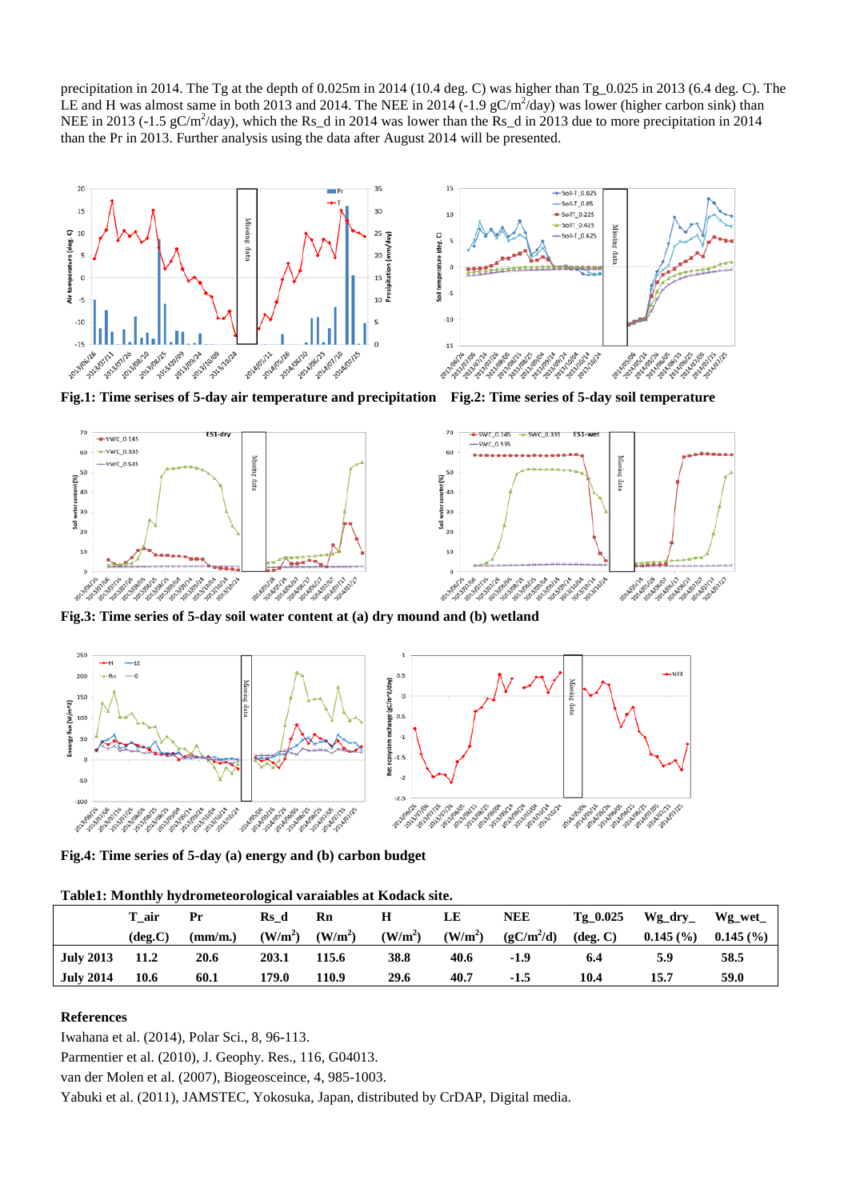precipitation in 2014. The Tg at the depth of 0.025m in 2014 (10.4 deg. C) was higher than Tg_0.025 in 2013 (6.4 deg. C). The LE and H was almost same in both 2013 and 2014. The NEE in 2014 (-1.9 gC/m$^2$/day) was lower (higher carbon sink) than NEE in 2013 (-1.5 gC/m$^2$/day), which the Rs_d in 2014 was lower than the Rs_d in 2013 due to more precipitation in 2014 than the Pr in 2013. Further analysis using the data after August 2014 will be presented.

**Fig.1: Time serises of 5-day air temperature and precipitation**

**Fig.2: Time series of 5-day soil temperature**

**Fig.3: Time series of 5-day soil water content at (a) dry mound and (b) wetland**

**Fig.4: Time series of 5-day (a) energy and (b) carbon budget**

**Table1: Monthly hydrometeorological varaiables at Kodack site.**

| | T_air (deg.C) | Pr (mm/m.) | Rs_d (W/m$^2$) | Rn (W/m$^2$) | H (W/m$^2$) | LE (W/m$^2$) | NEE (gC/m$^2$/d) | Tg_0.025 (deg. C) | Wg_dry_ 0.145 (%) | Wg_wet_ 0.145 (%) |
|---|---|---|---|---|---|---|---|---|---|---|
| **July 2013** | 11.2 | 20.6 | 203.1 | 115.6 | 38.8 | 40.6 | -1.9 | 6.4 | 5.9 | 58.5 |
| **July 2014** | 10.6 | 60.1 | 179.0 | 110.9 | 29.6 | 40.7 | -1.5 | 10.4 | 15.7 | 59.0 |

**References**

Iwahana et al. (2014), Polar Sci., 8, 96-113.

Parmentier et al. (2010), J. Geophy. Res., 116, G04013.

van der Molen et al. (2007), Biogeosceince, 4, 985-1003.

Yabuki et al. (2011), JAMSTEC, Yokosuka, Japan, distributed by CrDAP, Digital media.